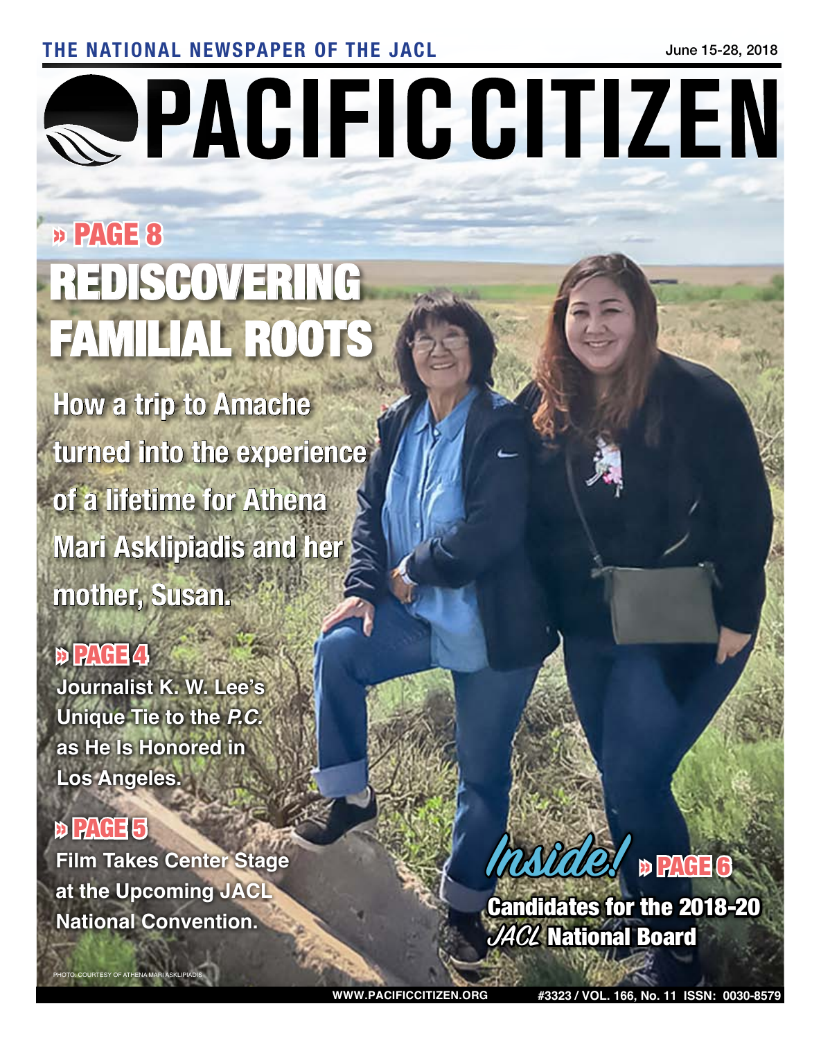THE NATIONAL NEWSPAPER OF THE JACL

June 15-28, 2018

# PACIFIC CITIZEN

» PAGE 8

## REDISCOVERING FAMILIAL ROOTS

**How a trip to Amache turned into the experience of a lifetime for Athena Mari Asklipiadis and her mother, Susan.**

» PAGE 4

**Journalist K. W. Lee's Unique Tie to the *P.C.* as He Is Honored in Los Angeles.**

» PAGE 5

**Film Takes Center Stage at the Upcoming JACL National Convention.**

*Inside!* » PAGE 6

**Candidates for the 2018-20 *JACL* National Board**

PHOTO: COURTESY OF ATHENA MARI ASKLIPIADIS

WWW.PACIFICCITIZEN.ORG

#3323 / VOL. 166, No. 11 ISSN: 0030-8579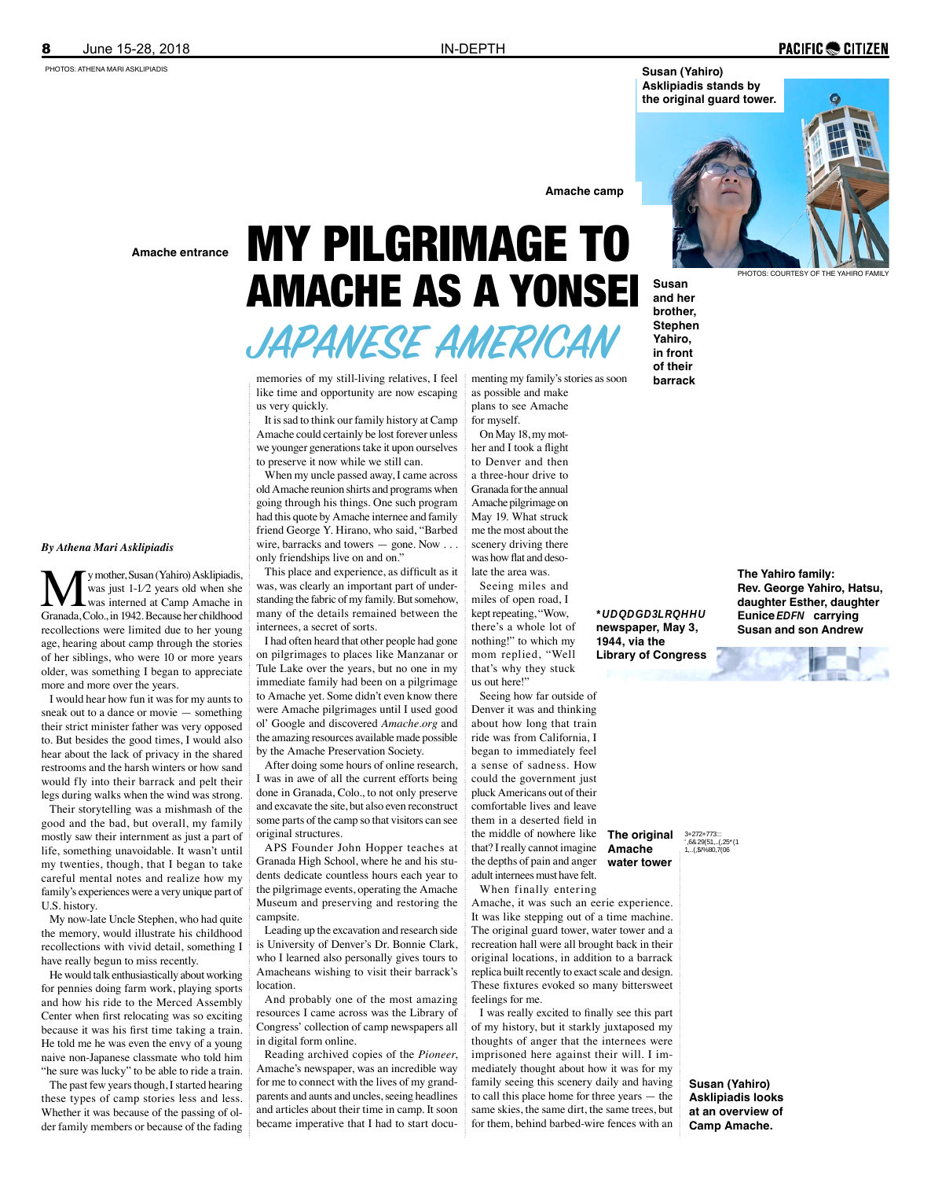PHOTOS: ATHENA MARI ASKLIPIADIS

# MY PILGRIMAGE TO AMACHE AS A YONSEI JAPANESE AMERICAN

*By Athena Mari Asklipiadis*

My mother, Susan (Yahiro) Asklipiadis, was just 1-1/2 years old when she was interned at Camp Amache in Granada, Colo., in 1942. Because her childhood recollections were limited due to her young age, hearing about camp through the stories of her siblings, who were 10 or more years older, was something I began to appreciate more and more over the years.

I would hear how fun it was for my aunts to sneak out to a dance or movie — something their strict minister father was very opposed to. But besides the good times, I would also hear about the lack of privacy in the shared restrooms and the harsh winters or how sand would fly into their barrack and pelt their legs during walks when the wind was strong.

Their storytelling was a mishmash of the good and the bad, but overall, my family mostly saw their internment as just a part of life, something unavoidable. It wasn't until my twenties, though, that I began to take careful mental notes and realize how my family's experiences were a very unique part of U.S. history.

My now-late Uncle Stephen, who had quite the memory, would illustrate his childhood recollections with vivid detail, something I have really begun to miss recently.

He would talk enthusiastically about working for pennies doing farm work, playing sports and how his ride to the Merced Assembly Center when first relocating was so exciting because it was his first time taking a train. He told me he was even the envy of a young naive non-Japanese classmate who told him "he sure was lucky" to be able to ride a train.

The past few years though, I started hearing these types of camp stories less and less. Whether it was because of the passing of older family members or because of the fading memories of my still-living relatives, I feel like time and opportunity are now escaping us very quickly.

It is sad to think our family history at Camp Amache could certainly be lost forever unless we younger generations take it upon ourselves to preserve it now while we still can.

When my uncle passed away, I came across old Amache reunion shirts and programs when going through his things. One such program had this quote by Amache internee and family friend George Y. Hirano, who said, "Barbed wire, barracks and towers — gone. Now . . . only friendships live on and on."

This place and experience, as difficult as it was, was clearly an important part of understanding the fabric of my family. But somehow, many of the details remained between the internees, a secret of sorts.

I had often heard that other people had gone on pilgrimages to places like Manzanar or Tule Lake over the years, but no one in my immediate family had been on a pilgrimage to Amache yet. Some didn't even know there were Amache pilgrimages until I used good ol' Google and discovered *Amache.org* and the amazing resources available made possible by the Amache Preservation Society.

After doing some hours of online research, I was in awe of all the current efforts being done in Granada, Colo., to not only preserve and excavate the site, but also even reconstruct some parts of the camp so that visitors can see original structures.

APS Founder John Hopper teaches at Granada High School, where he and his students dedicate countless hours each year to the pilgrimage events, operating the Amache Museum and preserving and restoring the campsite.

Leading up the excavation and research side is University of Denver's Dr. Bonnie Clark, who I learned also personally gives tours to Amacheans wishing to visit their barrack's location.

And probably one of the most amazing resources I came across was the Library of Congress' collection of camp newspapers all in digital form online.

Reading archived copies of the *Pioneer*, Amache's newspaper, was an incredible way for me to connect with the lives of my grandparents and aunts and uncles, seeing headlines and articles about their time in camp. It soon became imperative that I had to start documenting my family's stories as soon as possible and make plans to see Amache for myself.

On May 18, my mother and I took a flight to Denver and then a three-hour drive to Granada for the annual Amache pilgrimage on May 19. What struck me the most about the scenery driving there was how flat and desolate the area was.

Seeing miles and miles of open road, I kept repeating, "Wow, there's a whole lot of nothing!" to which my mom replied, "Well that's why they stuck us out here!"

Seeing how far outside of Denver it was and thinking about how long that train ride was from California, I began to immediately feel a sense of sadness. How could the government just pluck Americans out of their comfortable lives and leave them in a deserted field in the middle of nowhere like that? I really cannot imagine the depths of pain and anger adult internees must have felt.

When finally entering Amache, it was such an eerie experience. It was like stepping out of a time machine. The original guard tower, water tower and a recreation hall were all brought back in their original locations, in addition to a barrack replica built recently to exact scale and design. These fixtures evoked so many bittersweet feelings for me.

I was really excited to finally see this part of my history, but it starkly juxtaposed my thoughts of anger that the internees were imprisoned here against their will. I immediately thought about how it was for my family seeing this scenery daily and having to call this place home for three years — the same skies, the same dirt, the same trees, but for them, behind barbed-wire fences with an

Amache entrance

Amache camp

Susan (Yahiro) Asklipiadis stands by the original guard tower.

PHOTOS: COURTESY OF THE YAHIRO FAMILY

Susan and her brother, Stephen Yahiro, in front of their barrack

*Granada Pioneer* newspaper, May 3, 1944, via the Library of Congress

The Yahiro family: Rev. George Yahiro, Hatsu, daughter Esther, daughter Eunice and carrying Susan and son Andrew

The original Amache water tower

Susan (Yahiro) Asklipiadis looks at an overview of Camp Amache.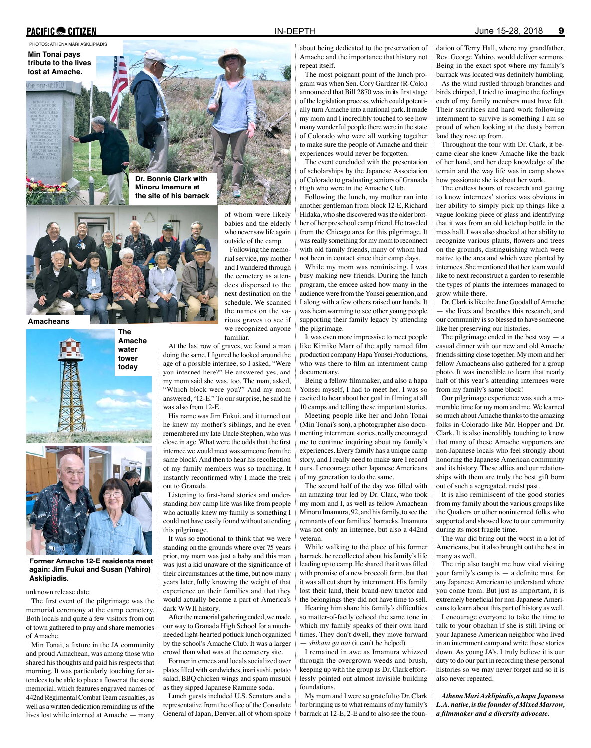PHOTOS: ATHENA MARI ASKLIPIADIS

**Min Tonai pays tribute to the lives lost at Amache.**

**Dr. Bonnie Clark with Minoru Imamura at the site of his barrack**

**Amacheans**

**The Amache water tower today**

**Former Amache 12-E residents meet again: Jim Fukui and Susan (Yahiro) Asklipiadis.**

unknown release date.

The first event of the pilgrimage was the memorial ceremony at the camp cemetery. Both locals and quite a few visitors from out of town gathered to pray and share memories of Amache.

Min Tonai, a fixture in the JA community and proud Amachean, was among those who shared his thoughts and paid his respects that morning. It was particularly touching for attendees to be able to place a flower at the stone memorial, which features engraved names of 442nd Regimental Combat Team casualties, as well as a written dedication reminding us of the lives lost while interned at Amache — many of whom were likely babies and the elderly who never saw life again outside of the camp.

Following the memorial service, my mother and I wandered through the cemetery as attendees dispersed to the next destination on the schedule. We scanned the names on the various graves to see if we recognized anyone familiar.

At the last row of graves, we found a man doing the same. I figured he looked around the age of a possible internee, so I asked, "Were you interned here?" He answered yes, and my mom said she was, too. The man, asked, "Which block were you?" And my mom answered, "12-E." To our surprise, he said he was also from 12-E.

His name was Jim Fukui, and it turned out he knew my mother's siblings, and he even remembered my late Uncle Stephen, who was close in age. What were the odds that the first internee we would meet was someone from the same block? And then to hear his recollection of my family members was so touching. It instantly reconfirmed why I made the trek out to Granada.

Listening to first-hand stories and understanding how camp life was like from people who actually knew my family is something I could not have easily found without attending this pilgrimage.

It was so emotional to think that we were standing on the grounds where over 75 years prior, my mom was just a baby and this man was just a kid unaware of the significance of their circumstances at the time, but now many years later, fully knowing the weight of that experience on their families and that they would actually become a part of America's dark WWII history.

After the memorial gathering ended, we made our way to Granada High School for a much-needed light-hearted potluck lunch organized by the school's Amache Club. It was a larger crowd than what was at the cemetery site.

Former internees and locals socialized over plates filled with sandwiches, inari sushi, potato salad, BBQ chicken wings and spam musubi as they sipped Japanese Ramune soda.

Lunch guests included U.S. Senators and a representative from the office of the Consulate General of Japan, Denver, all of whom spoke about being dedicated to the preservation of Amache and the importance that history not repeat itself.

The most poignant point of the lunch program was when Sen. Cory Gardner (R-Colo.) announced that Bill 2870 was in its first stage of the legislation process, which could potentially turn Amache into a national park. It made my mom and I incredibly touched to see how many wonderful people there were in the state of Colorado who were all working together to make sure the people of Amache and their experiences would never be forgotten.

The event concluded with the presentation of scholarships by the Japanese Association of Colorado to graduating seniors of Granada High who were in the Amache Club.

Following the lunch, my mother ran into another gentleman from block 12-E, Richard Hidaka, who she discovered was the older brother of her preschool camp friend. He traveled from the Chicago area for this pilgrimage. It was really something for my mom to reconnect with old family friends, many of whom had not been in contact since their camp days.

While my mom was reminiscing, I was busy making new friends. During the lunch program, the emcee asked how many in the audience were from the Yonsei generation, and I along with a few others raised our hands. It was heartwarming to see other young people supporting their family legacy by attending the pilgrimage.

It was even more impressive to meet people like Kimiko Marr of the aptly named film production company Hapa Yonsei Productions, who was there to film an internment camp documentary.

Being a fellow filmmaker, and also a hapa Yonsei myself, I had to meet her. I was so excited to hear about her goal in filming at all 10 camps and telling these important stories.

Meeting people like her and John Tonai (Min Tonai's son), a photographer also documenting internment stories, really encouraged me to continue inquiring about my family's experiences. Every family has a unique camp story, and I really need to make sure I record ours. I encourage other Japanese Americans of my generation to do the same.

The second half of the day was filled with an amazing tour led by Dr. Clark, who took my mom and I, as well as fellow Amachean Minoru Imamura, 92, and his family, to see the remnants of our families' barracks. Imamura was not only an internee, but also a 442nd veteran.

While walking to the place of his former barrack, he recollected about his family's life leading up to camp. He shared that it was filled with promise of a new broccoli farm, but that it was all cut short by internment. His family lost their land, their brand-new tractor and the belongings they did not have time to sell.

Hearing him share his family's difficulties so matter-of-factly echoed the same tone in which my family speaks of their own hard times. They don't dwell, they move forward — *shikata ga nai* (it can't be helped).

I remained in awe as Imamura whizzed through the overgrown weeds and brush, keeping up with the group as Dr. Clark effortlessly pointed out almost invisible building foundations.

My mom and I were so grateful to Dr. Clark for bringing us to what remains of my family's barrack at 12-E, 2-E and to also see the foundation of Terry Hall, where my grandfather, Rev. George Yahiro, would deliver sermons. Being in the exact spot where my family's barrack was located was definitely humbling.

As the wind rustled through branches and birds chirped, I tried to imagine the feelings each of my family members must have felt. Their sacrifices and hard work following internment to survive is something I am so proud of when looking at the dusty barren land they rose up from.

Throughout the tour with Dr. Clark, it became clear she knew Amache like the back of her hand, and her deep knowledge of the terrain and the way life was in camp shows how passionate she is about her work.

The endless hours of research and getting to know internees' stories was obvious in her ability to simply pick up things like a vague looking piece of glass and identifying that it was from an old ketchup bottle in the mess hall. I was also shocked at her ability to recognize various plants, flowers and trees on the grounds, distinguishing which were native to the area and which were planted by internees. She mentioned that her team would like to next reconstruct a garden to resemble the types of plants the internees managed to grow while there.

Dr. Clark is like the Jane Goodall of Amache — she lives and breathes this research, and our community is so blessed to have someone like her preserving our histories.

The pilgrimage ended in the best way — a casual dinner with our new and old Amache friends sitting close together. My mom and her fellow Amacheans also gathered for a group photo. It was incredible to learn that nearly half of this year's attending internees were from my family's same block!

Our pilgrimage experience was such a memorable time for my mom and me. We learned so much about Amache thanks to the amazing folks in Colorado like Mr. Hopper and Dr. Clark. It is also incredibly touching to know that many of these Amache supporters are non-Japanese locals who feel strongly about honoring the Japanese American community and its history. These allies and our relationships with them are truly the best gift born out of such a segregated, racist past.

It is also reminiscent of the good stories from my family about the various groups like the Quakers or other noninterned folks who supported and showed love to our community during its most fragile time.

The war did bring out the worst in a lot of Americans, but it also brought out the best in many as well.

The trip also taught me how vital visiting your family's camp is — a definite must for any Japanese American to understand where you come from. But just as important, it is extremely beneficial for non-Japanese Americans to learn about this part of history as well.

I encourage everyone to take the time to talk to your obachan if she is still living or your Japanese American neighbor who lived in an internment camp and write those stories down. As young JA's, I truly believe it is our duty to do our part in recording these personal histories so we may never forget and so it is also never repeated.

***Athena Mari Asklipiadis, a hapa Japanese L.A. native, is the founder of Mixed Marrow, a filmmaker and a diversity advocate.***